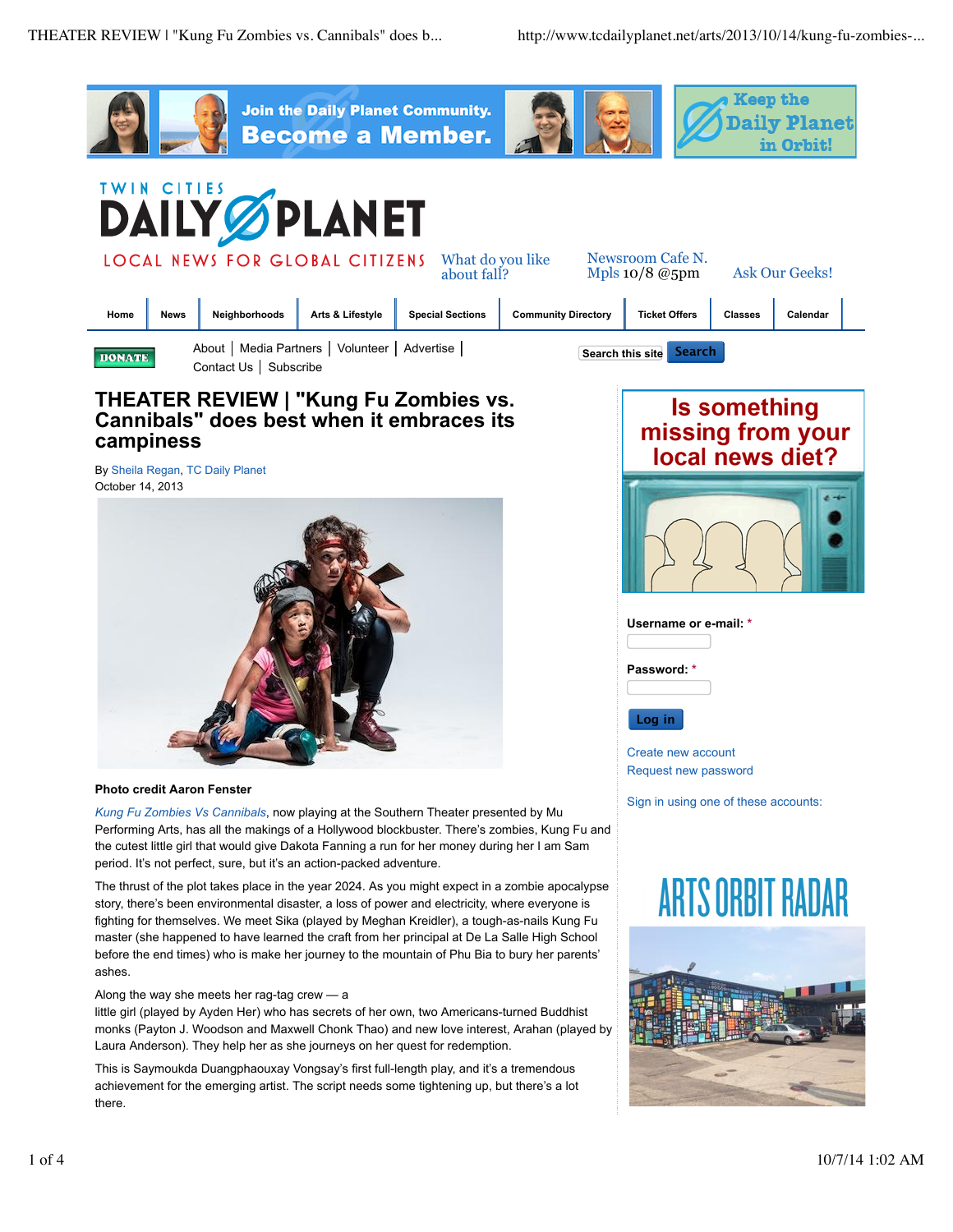# THEATER REVIEW | "Kung Fu Zombies vs. Cannibals" does best when it embraces its campiness

By Sheila Regan, TC Daily Planet
October 14, 2013

**Photo credit Aaron Fenster**

*Kung Fu Zombies Vs Cannibals*, now playing at the Southern Theater presented by Mu Performing Arts, has all the makings of a Hollywood blockbuster. There's zombies, Kung Fu and the cutest little girl that would give Dakota Fanning a run for her money during her I am Sam period. It's not perfect, sure, but it's an action-packed adventure.

The thrust of the plot takes place in the year 2024. As you might expect in a zombie apocalypse story, there's been environmental disaster, a loss of power and electricity, where everyone is fighting for themselves. We meet Sika (played by Meghan Kreidler), a tough-as-nails Kung Fu master (she happened to have learned the craft from her principal at De La Salle High School before the end times) who is make her journey to the mountain of Phu Bia to bury her parents' ashes.

Along the way she meets her rag-tag crew — a little girl (played by Ayden Her) who has secrets of her own, two Americans-turned Buddhist monks (Payton J. Woodson and Maxwell Chonk Thao) and new love interest, Arahan (played by Laura Anderson). They help her as she journeys on her quest for redemption.

This is Saymoukda Duangphaouxay Vongsay's first full-length play, and it's a tremendous achievement for the emerging artist. The script needs some tightening up, but there's a lot there.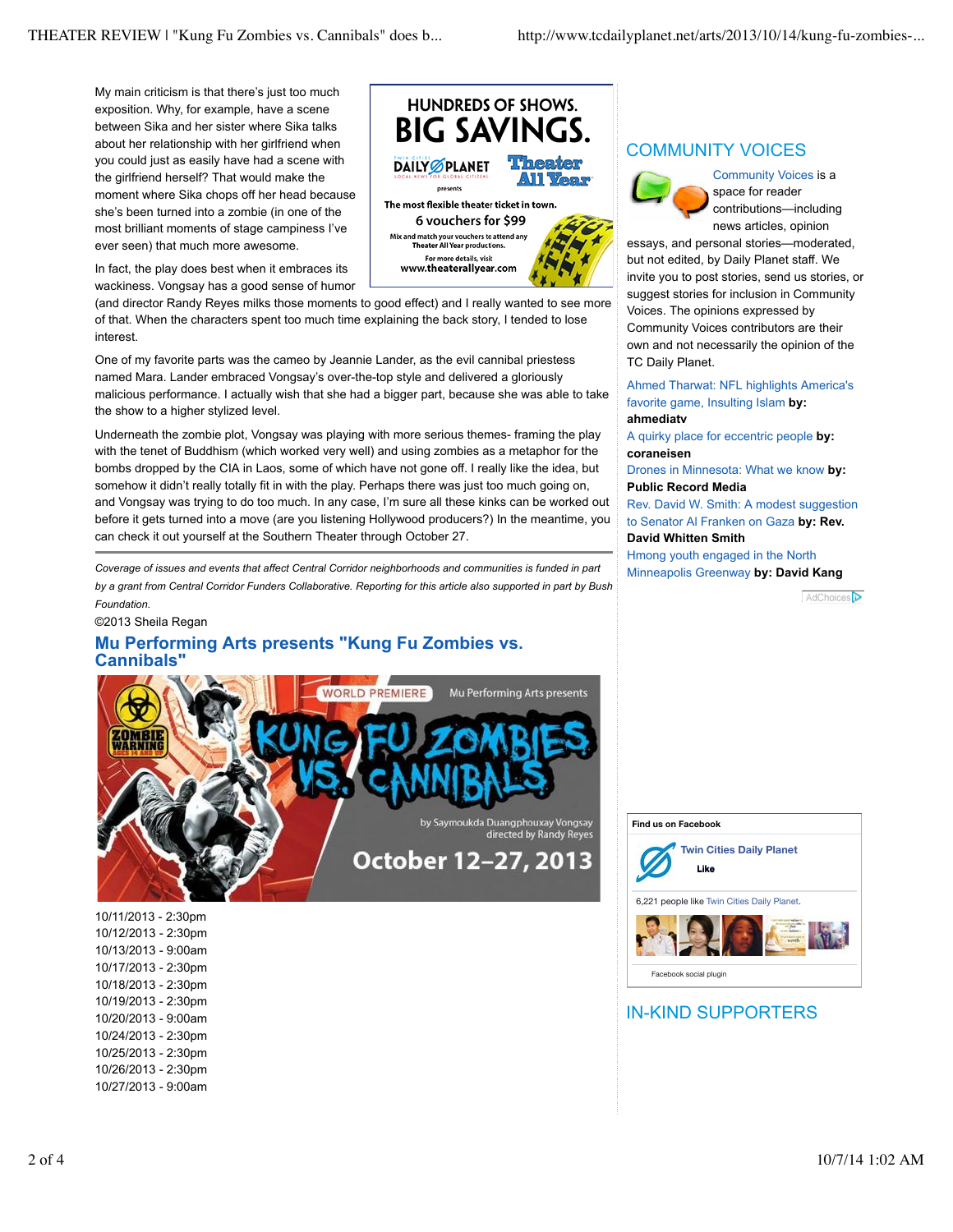My main criticism is that there's just too much exposition. Why, for example, have a scene between Sika and her sister where Sika talks about her relationship with her girlfriend when you could just as easily have had a scene with the girlfriend herself? That would make the moment where Sika chops off her head because she's been turned into a zombie (in one of the most brilliant moments of stage campiness I've ever seen) that much more awesome.

In fact, the play does best when it embraces its wackiness. Vongsay has a good sense of humor (and director Randy Reyes milks those moments to good effect) and I really wanted to see more of that. When the characters spent too much time explaining the back story, I tended to lose interest.

One of my favorite parts was the cameo by Jeannie Lander, as the evil cannibal priestess named Mara. Lander embraced Vongsay's over-the-top style and delivered a gloriously malicious performance. I actually wish that she had a bigger part, because she was able to take the show to a higher stylized level.

Underneath the zombie plot, Vongsay was playing with more serious themes- framing the play with the tenet of Buddhism (which worked very well) and using zombies as a metaphor for the bombs dropped by the CIA in Laos, some of which have not gone off. I really like the idea, but somehow it didn't really totally fit in with the play. Perhaps there was just too much going on, and Vongsay was trying to do too much. In any case, I'm sure all these kinks can be worked out before it gets turned into a move (are you listening Hollywood producers?) In the meantime, you can check it out yourself at the Southern Theater through October 27.

---

*Coverage of issues and events that affect Central Corridor neighborhoods and communities is funded in part by a grant from Central Corridor Funders Collaborative. Reporting for this article also supported in part by Bush Foundation.*

©2013 Sheila Regan

## Mu Performing Arts presents "Kung Fu Zombies vs. Cannibals"

10/11/2013 - 2:30pm
10/12/2013 - 2:30pm
10/13/2013 - 9:00am
10/17/2013 - 2:30pm
10/18/2013 - 2:30pm
10/19/2013 - 2:30pm
10/20/2013 - 9:00am
10/24/2013 - 2:30pm
10/25/2013 - 2:30pm
10/26/2013 - 2:30pm
10/27/2013 - 9:00am

## COMMUNITY VOICES

Community Voices is a space for reader contributions—including news articles, opinion essays, and personal stories—moderated, but not edited, by Daily Planet staff. We invite you to post stories, send us stories, or suggest stories for inclusion in Community Voices. The opinions expressed by Community Voices contributors are their own and not necessarily the opinion of the TC Daily Planet.

- Ahmed Tharwat: NFL highlights America's favorite game, Insulting Islam **by: ahmediatv**
- A quirky place for eccentric people **by: coraneisen**
- Drones in Minnesota: What we know **by: Public Record Media**
- Rev. David W. Smith: A modest suggestion to Senator Al Franken on Gaza **by: Rev. David Whitten Smith**
- Hmong youth engaged in the North Minneapolis Greenway **by: David Kang**

## IN-KIND SUPPORTERS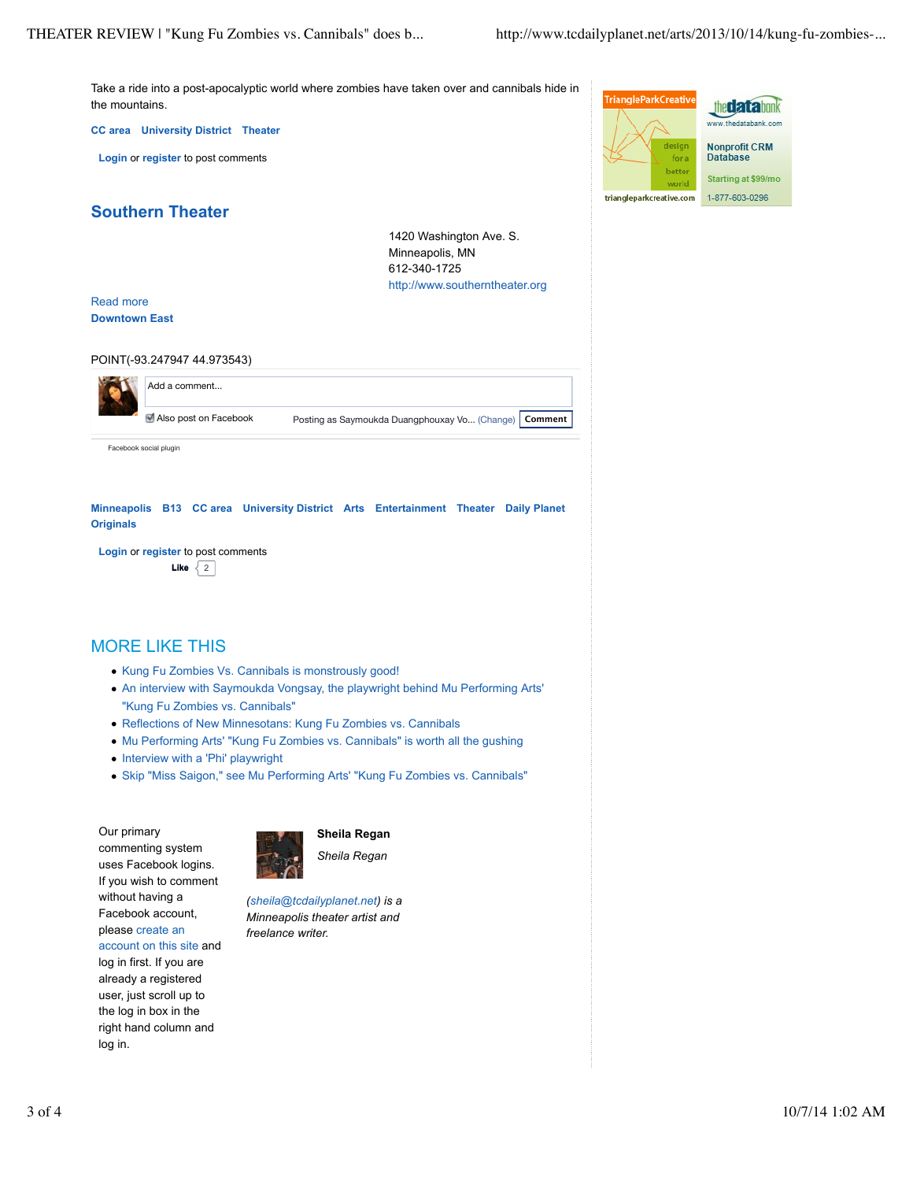Take a ride into a post-apocalyptic world where zombies have taken over and cannibals hide in the mountains.

**CC area** **University District** **Theater**

**Login** or **register** to post comments

## Southern Theater

1420 Washington Ave. S.
Minneapolis, MN
612-340-1725
http://www.southerntheater.org

Read more
**Downtown East**

POINT(-93.247947 44.973543)

Add a comment...

Also post on Facebook Posting as Saymoukda Duangphouxay Vo... (Change) Comment

Facebook social plugin

**Minneapolis** **B13** **CC area** **University District** **Arts** **Entertainment** **Theater** **Daily Planet Originals**

**Login** or **register** to post comments

Like 2

## MORE LIKE THIS

- Kung Fu Zombies Vs. Cannibals is monstrously good!
- An interview with Saymoukda Vongsay, the playwright behind Mu Performing Arts' "Kung Fu Zombies vs. Cannibals"
- Reflections of New Minnesotans: Kung Fu Zombies vs. Cannibals
- Mu Performing Arts' "Kung Fu Zombies vs. Cannibals" is worth all the gushing
- Interview with a 'Phi' playwright
- Skip "Miss Saigon," see Mu Performing Arts' "Kung Fu Zombies vs. Cannibals"

Our primary commenting system uses Facebook logins. If you wish to comment without having a Facebook account, please create an account on this site and log in first. If you are already a registered user, just scroll up to the log in box in the right hand column and log in.

**Sheila Regan**

*Sheila Regan*

*(sheila@tcdailyplanet.net) is a Minneapolis theater artist and freelance writer.*

TriangleParkCreative
design for a better world
triangleparkcreative.com

thedatabank
www.thedatabank.com
Nonprofit CRM Database
Starting at $99/mo
1-877-603-0296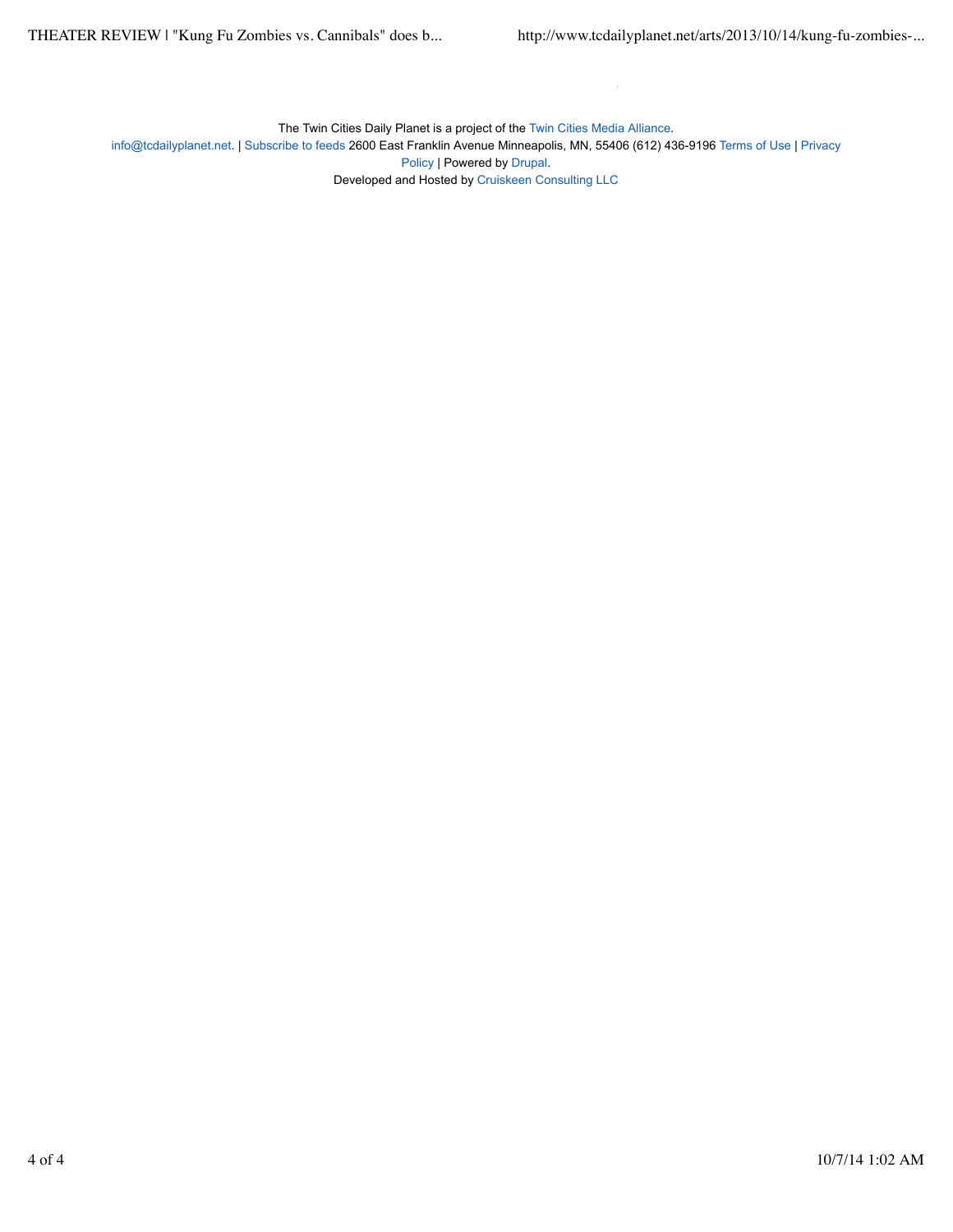The Twin Cities Daily Planet is a project of the Twin Cities Media Alliance.
info@tcdailyplanet.net. | Subscribe to feeds 2600 East Franklin Avenue Minneapolis, MN, 55406 (612) 436-9196 Terms of Use | Privacy Policy | Powered by Drupal.
Developed and Hosted by Cruiskeen Consulting LLC